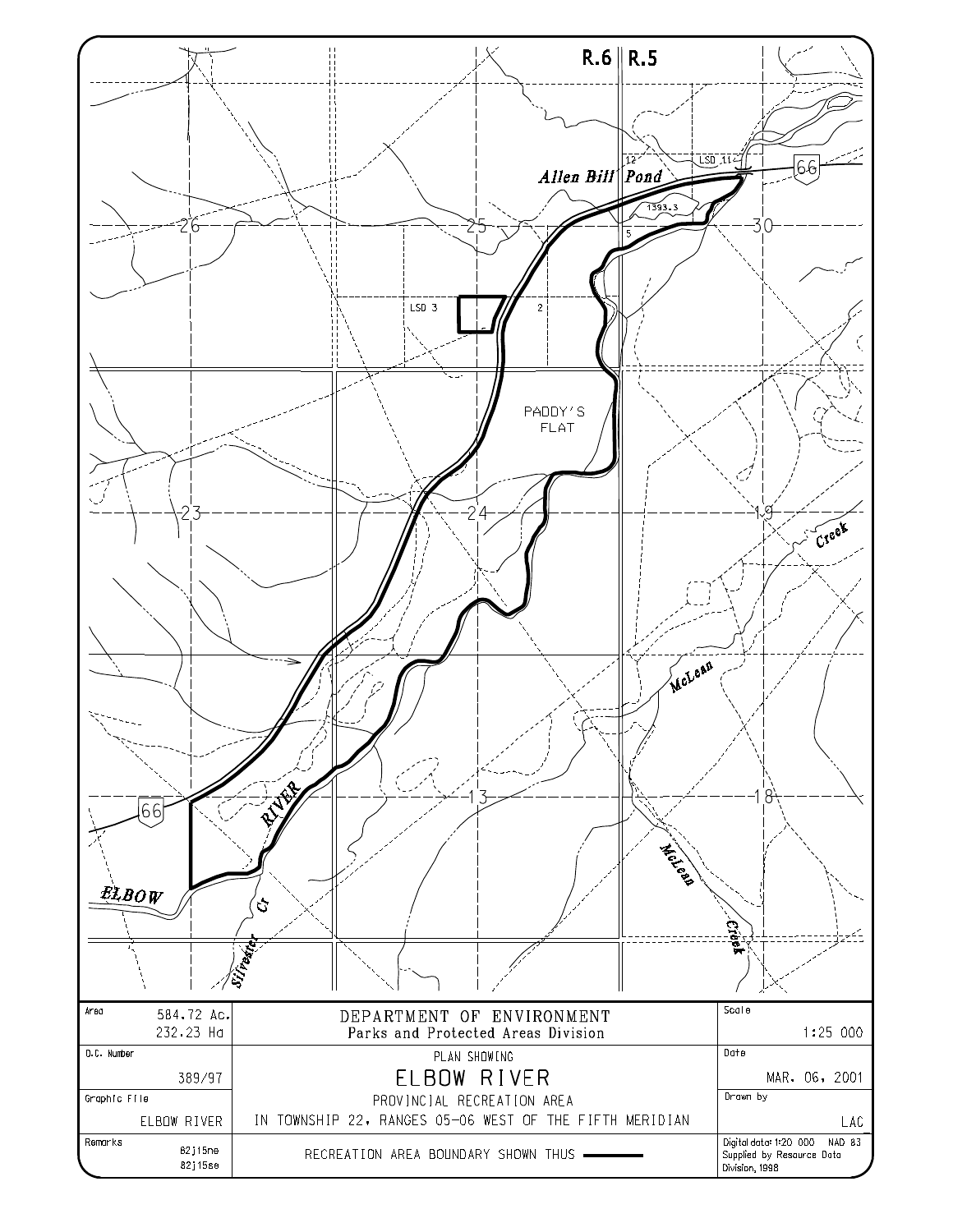R.6 | R.5

Allen Bill Pond

66

12

LSD 11

1393.3

26

25

5

30

LSD 3

2

PADDY'S FLAT

23

24

19

Creek

McLean

66

RIVER

13

18

McLean

Creek

ELBOW

Silvester Cr

| | | |
|---|---|---|
| Area: 584.72 Ac. 232.23 Ha | DEPARTMENT OF ENVIRONMENT<br>Parks and Protected Areas Division | Scale: 1:25 000 |
| O.C. Number: 389/97 | PLAN SHOWING<br>**ELBOW RIVER** | Date: MAR. 06, 2001 |
| Graphic File: ELBOW RIVER | PROVINCIAL RECREATION AREA<br>IN TOWNSHIP 22, RANGES 05-06 WEST OF THE FIFTH MERIDIAN | Drawn by: LAC |
| Remarks: 82j15ne 82j15se | RECREATION AREA BOUNDARY SHOWN THUS ▬▬▬ | Digital data: 1:20 000 NAD 83<br>Supplied by Resource Data Division, 1998 |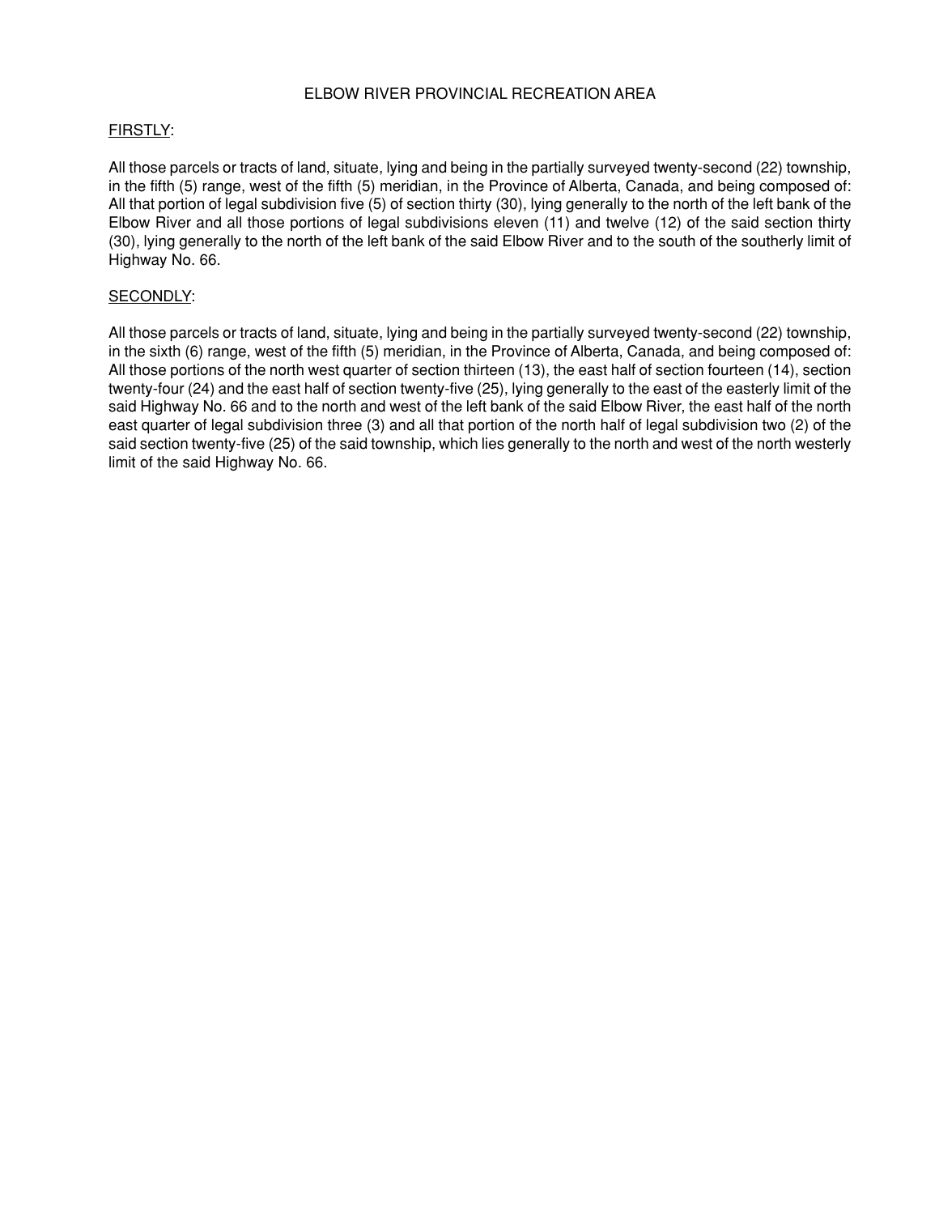# ELBOW RIVER PROVINCIAL RECREATION AREA

<u>FIRSTLY</u>:

All those parcels or tracts of land, situate, lying and being in the partially surveyed twenty-second (22) township, in the fifth (5) range, west of the fifth (5) meridian, in the Province of Alberta, Canada, and being composed of: All that portion of legal subdivision five (5) of section thirty (30), lying generally to the north of the left bank of the Elbow River and all those portions of legal subdivisions eleven (11) and twelve (12) of the said section thirty (30), lying generally to the north of the left bank of the said Elbow River and to the south of the southerly limit of Highway No. 66.

<u>SECONDLY</u>:

All those parcels or tracts of land, situate, lying and being in the partially surveyed twenty-second (22) township, in the sixth (6) range, west of the fifth (5) meridian, in the Province of Alberta, Canada, and being composed of: All those portions of the north west quarter of section thirteen (13), the east half of section fourteen (14), section twenty-four (24) and the east half of section twenty-five (25), lying generally to the east of the easterly limit of the said Highway No. 66 and to the north and west of the left bank of the said Elbow River, the east half of the north east quarter of legal subdivision three (3) and all that portion of the north half of legal subdivision two (2) of the said section twenty-five (25) of the said township, which lies generally to the north and west of the north westerly limit of the said Highway No. 66.